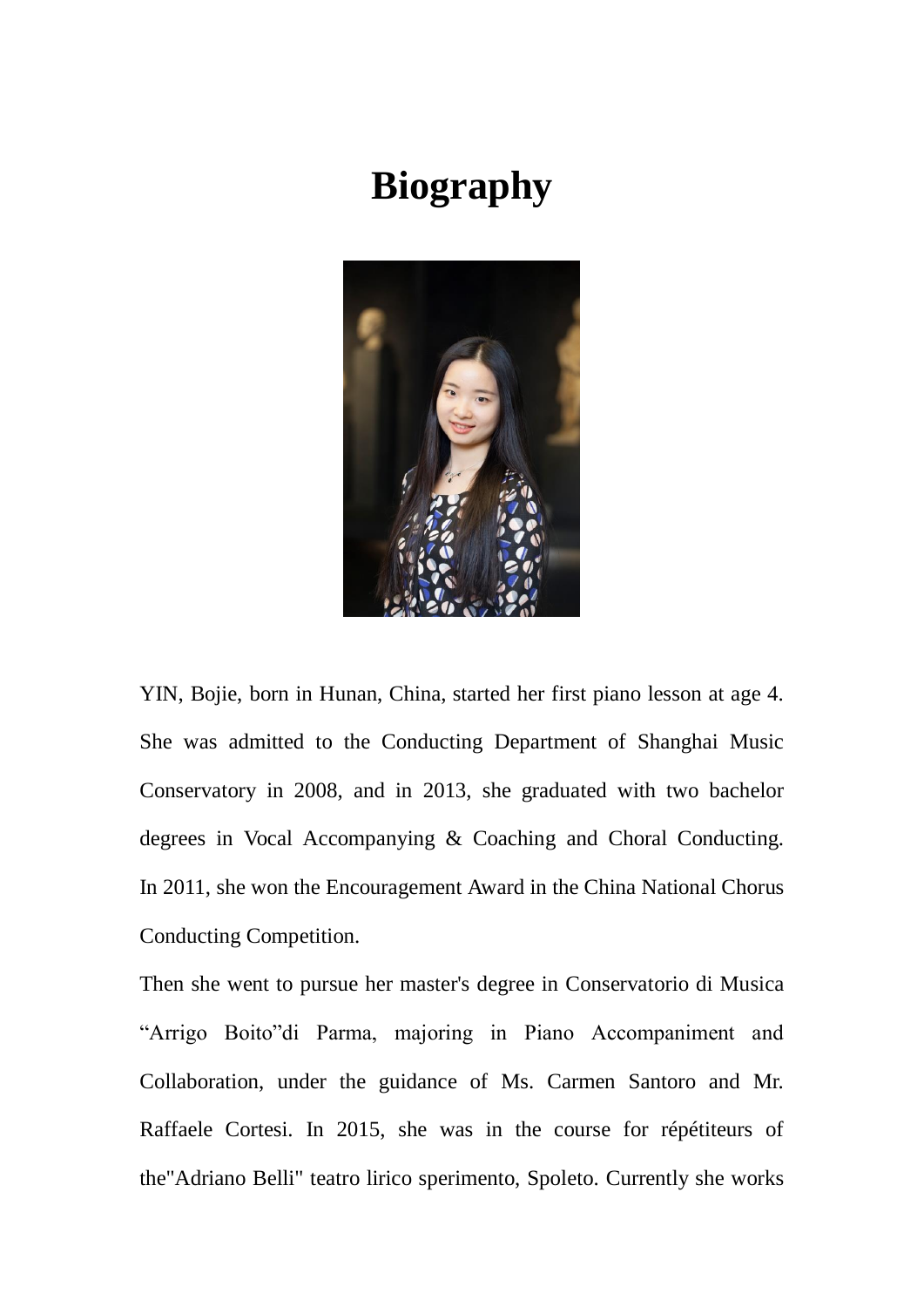# Biography

YIN, Bojie, born in Hunan, China, started her first piano lesson at age 4. She was admitted to the Conducting Department of Shanghai Music Conservatory in 2008, and in 2013, she graduated with two bachelor degrees in Vocal Accompanying & Coaching and Choral Conducting. In 2011, she won the Encouragement Award in the China National Chorus Conducting Competition.

Then she went to pursue her master's degree in Conservatorio di Musica "Arrigo Boito"di Parma, majoring in Piano Accompaniment and Collaboration, under the guidance of Ms. Carmen Santoro and Mr. Raffaele Cortesi. In 2015, she was in the course for répétiteurs of the"Adriano Belli" teatro lirico sperimento, Spoleto. Currently she works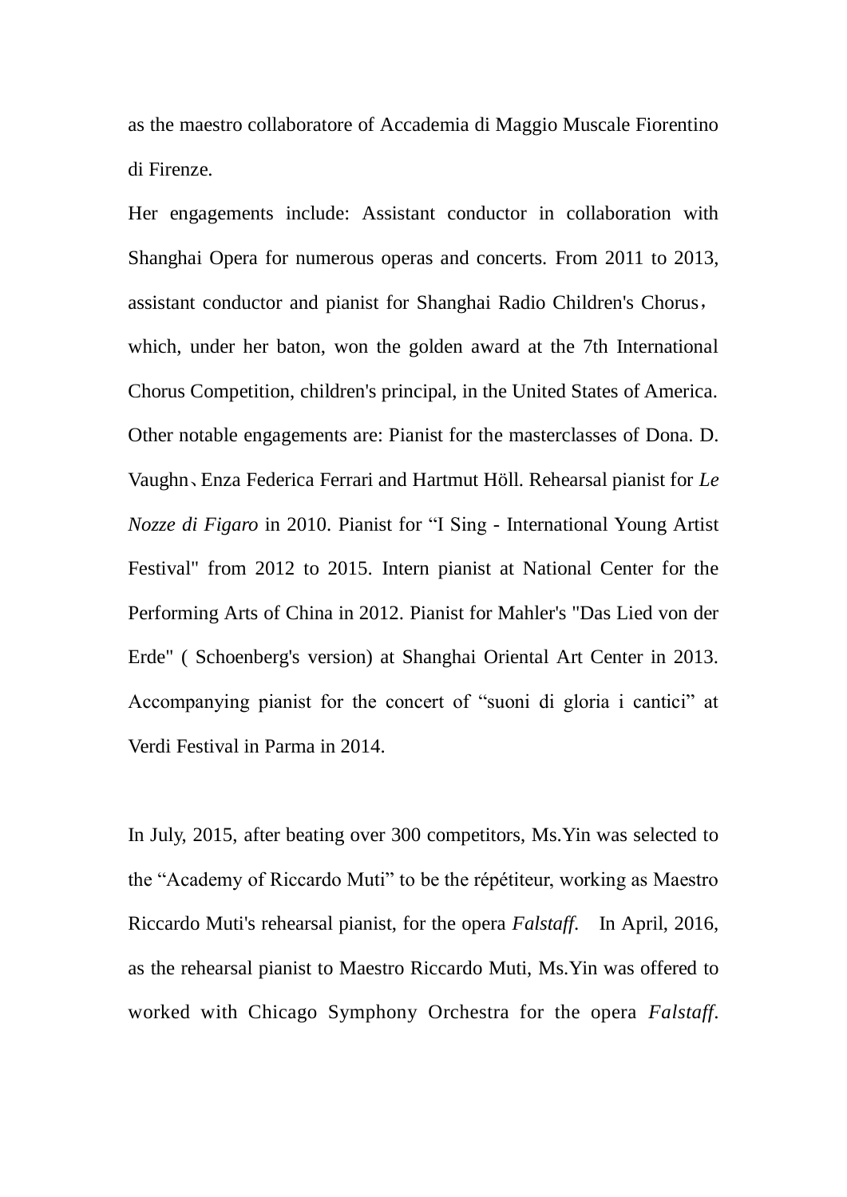as the maestro collaboratore of Accademia di Maggio Muscale Fiorentino di Firenze.

Her engagements include: Assistant conductor in collaboration with Shanghai Opera for numerous operas and concerts. From 2011 to 2013, assistant conductor and pianist for Shanghai Radio Children's Chorus， which, under her baton, won the golden award at the 7th International Chorus Competition, children's principal, in the United States of America. Other notable engagements are: Pianist for the masterclasses of Dona. D. Vaughn、Enza Federica Ferrari and Hartmut Höll. Rehearsal pianist for *Le Nozze di Figaro* in 2010. Pianist for "I Sing - International Young Artist Festival" from 2012 to 2015. Intern pianist at National Center for the Performing Arts of China in 2012. Pianist for Mahler's "Das Lied von der Erde" ( Schoenberg's version) at Shanghai Oriental Art Center in 2013. Accompanying pianist for the concert of "suoni di gloria i cantici" at Verdi Festival in Parma in 2014.

In July, 2015, after beating over 300 competitors, Ms.Yin was selected to the "Academy of Riccardo Muti" to be the répétiteur, working as Maestro Riccardo Muti's rehearsal pianist, for the opera *Falstaff*.  In April, 2016, as the rehearsal pianist to Maestro Riccardo Muti, Ms.Yin was offered to worked with Chicago Symphony Orchestra for the opera *Falstaff*.